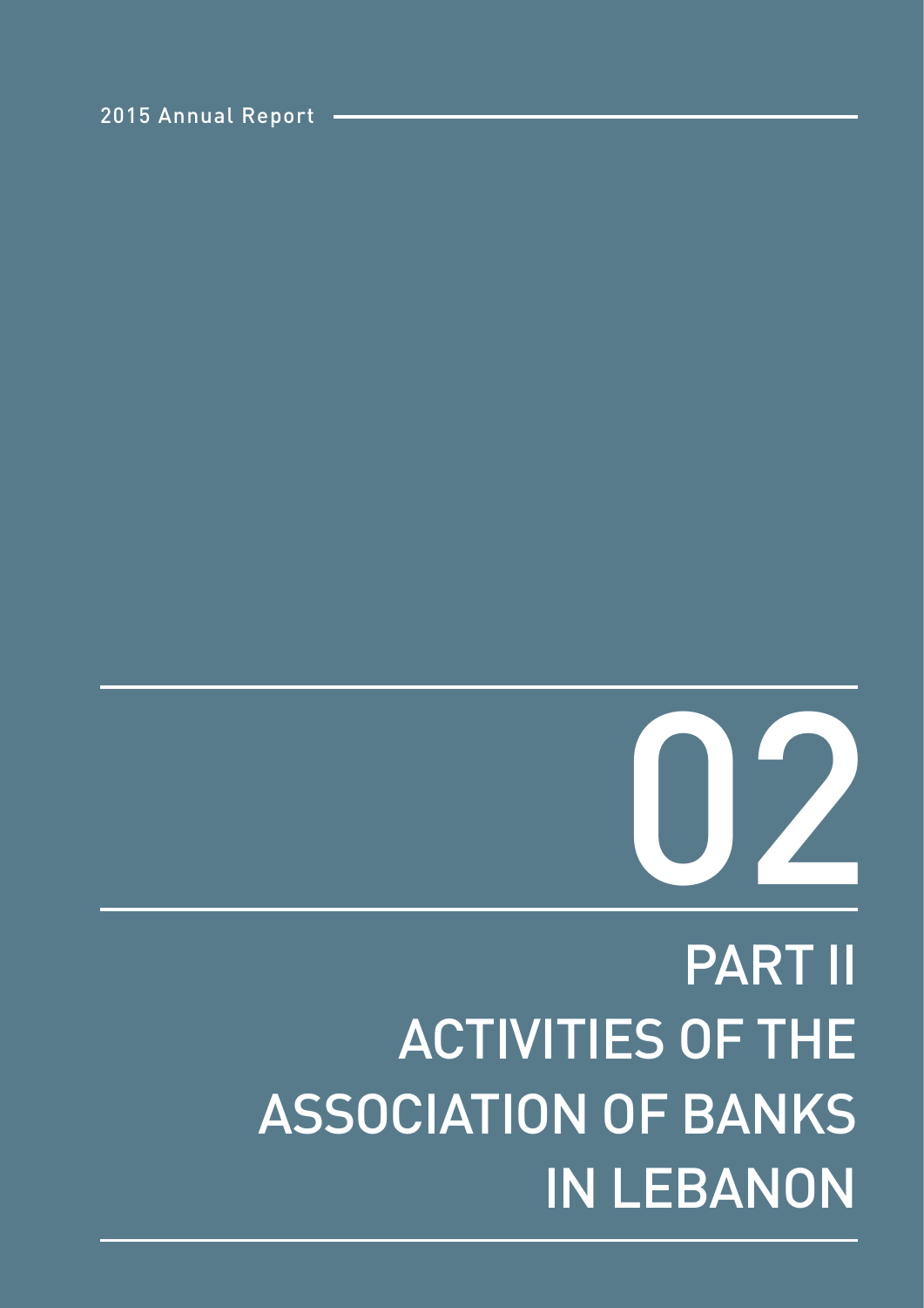# 02

# PART II
# ACTIVITIES OF THE ASSOCIATION OF BANKS IN LEBANON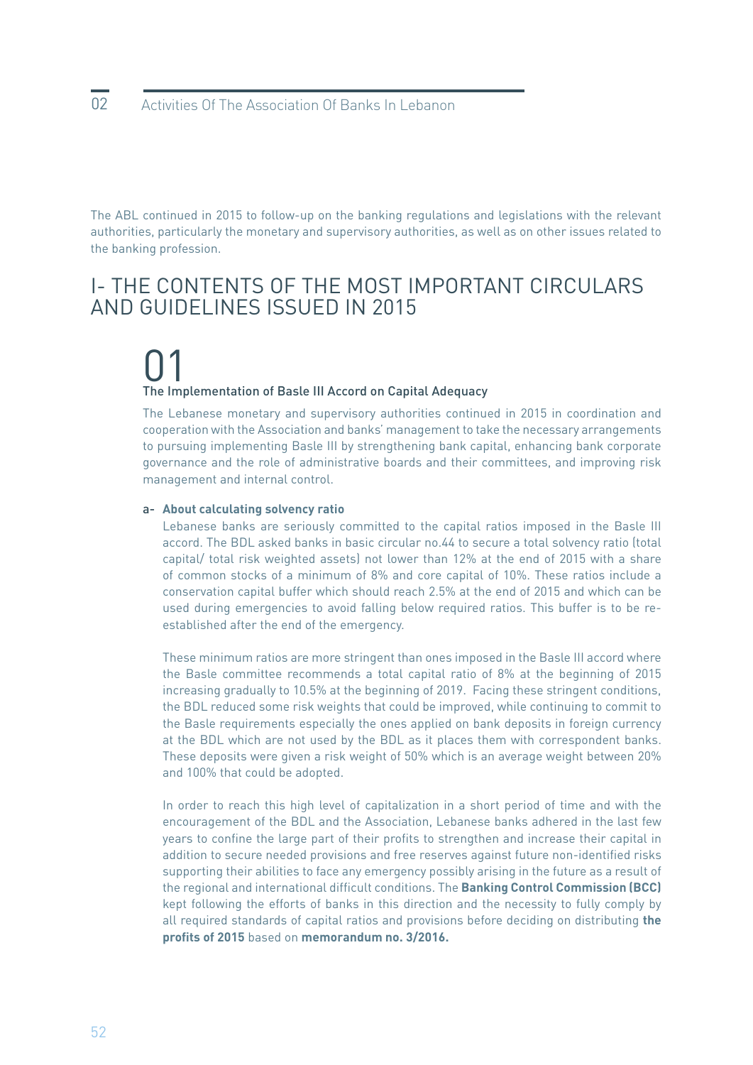The ABL continued in 2015 to follow-up on the banking regulations and legislations with the relevant authorities, particularly the monetary and supervisory authorities, as well as on other issues related to the banking profession.

# I- THE CONTENTS OF THE MOST IMPORTANT CIRCULARS AND GUIDELINES ISSUED IN 2015

## 01

### The Implementation of Basle III Accord on Capital Adequacy

The Lebanese monetary and supervisory authorities continued in 2015 in coordination and cooperation with the Association and banks' management to take the necessary arrangements to pursuing implementing Basle III by strengthening bank capital, enhancing bank corporate governance and the role of administrative boards and their committees, and improving risk management and internal control.

**a- About calculating solvency ratio**

Lebanese banks are seriously committed to the capital ratios imposed in the Basle III accord. The BDL asked banks in basic circular no.44 to secure a total solvency ratio (total capital/ total risk weighted assets) not lower than 12% at the end of 2015 with a share of common stocks of a minimum of 8% and core capital of 10%. These ratios include a conservation capital buffer which should reach 2.5% at the end of 2015 and which can be used during emergencies to avoid falling below required ratios. This buffer is to be re-established after the end of the emergency.

These minimum ratios are more stringent than ones imposed in the Basle III accord where the Basle committee recommends a total capital ratio of 8% at the beginning of 2015 increasing gradually to 10.5% at the beginning of 2019. Facing these stringent conditions, the BDL reduced some risk weights that could be improved, while continuing to commit to the Basle requirements especially the ones applied on bank deposits in foreign currency at the BDL which are not used by the BDL as it places them with correspondent banks. These deposits were given a risk weight of 50% which is an average weight between 20% and 100% that could be adopted.

In order to reach this high level of capitalization in a short period of time and with the encouragement of the BDL and the Association, Lebanese banks adhered in the last few years to confine the large part of their profits to strengthen and increase their capital in addition to secure needed provisions and free reserves against future non-identified risks supporting their abilities to face any emergency possibly arising in the future as a result of the regional and international difficult conditions. The **Banking Control Commission (BCC)** kept following the efforts of banks in this direction and the necessity to fully comply by all required standards of capital ratios and provisions before deciding on distributing **the profits of 2015** based on **memorandum no. 3/2016.**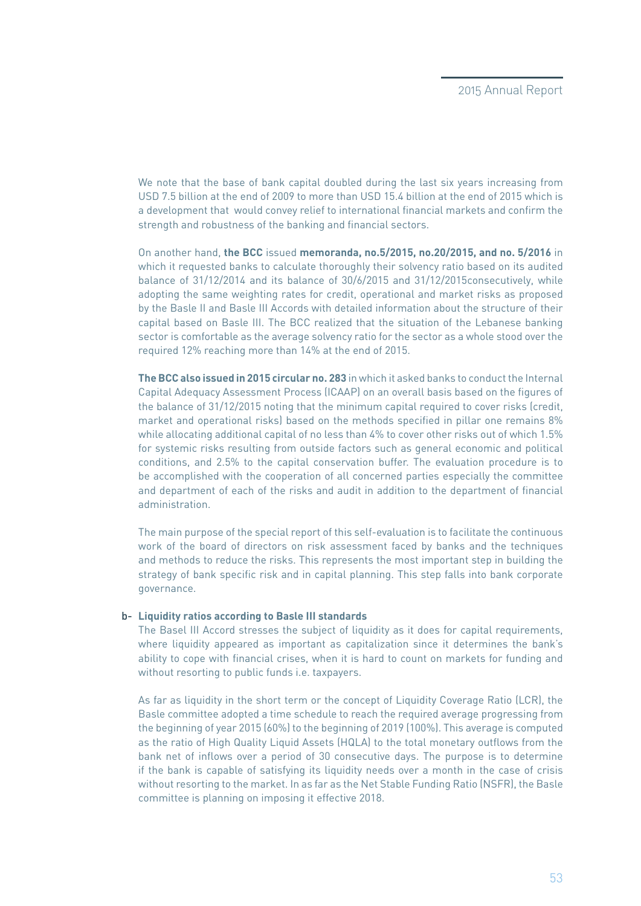We note that the base of bank capital doubled during the last six years increasing from USD 7.5 billion at the end of 2009 to more than USD 15.4 billion at the end of 2015 which is a development that would convey relief to international financial markets and confirm the strength and robustness of the banking and financial sectors.

On another hand, **the BCC** issued **memoranda, no.5/2015, no.20/2015, and no. 5/2016** in which it requested banks to calculate thoroughly their solvency ratio based on its audited balance of 31/12/2014 and its balance of 30/6/2015 and 31/12/2015consecutively, while adopting the same weighting rates for credit, operational and market risks as proposed by the Basle II and Basle III Accords with detailed information about the structure of their capital based on Basle III. The BCC realized that the situation of the Lebanese banking sector is comfortable as the average solvency ratio for the sector as a whole stood over the required 12% reaching more than 14% at the end of 2015.

**The BCC also issued in 2015 circular no. 283** in which it asked banks to conduct the Internal Capital Adequacy Assessment Process (ICAAP) on an overall basis based on the figures of the balance of 31/12/2015 noting that the minimum capital required to cover risks (credit, market and operational risks) based on the methods specified in pillar one remains 8% while allocating additional capital of no less than 4% to cover other risks out of which 1.5% for systemic risks resulting from outside factors such as general economic and political conditions, and 2.5% to the capital conservation buffer. The evaluation procedure is to be accomplished with the cooperation of all concerned parties especially the committee and department of each of the risks and audit in addition to the department of financial administration.

The main purpose of the special report of this self-evaluation is to facilitate the continuous work of the board of directors on risk assessment faced by banks and the techniques and methods to reduce the risks. This represents the most important step in building the strategy of bank specific risk and in capital planning. This step falls into bank corporate governance.

**b- Liquidity ratios according to Basle III standards**

The Basel III Accord stresses the subject of liquidity as it does for capital requirements, where liquidity appeared as important as capitalization since it determines the bank's ability to cope with financial crises, when it is hard to count on markets for funding and without resorting to public funds i.e. taxpayers.

As far as liquidity in the short term or the concept of Liquidity Coverage Ratio (LCR), the Basle committee adopted a time schedule to reach the required average progressing from the beginning of year 2015 (60%) to the beginning of 2019 (100%). This average is computed as the ratio of High Quality Liquid Assets (HQLA) to the total monetary outflows from the bank net of inflows over a period of 30 consecutive days. The purpose is to determine if the bank is capable of satisfying its liquidity needs over a month in the case of crisis without resorting to the market. In as far as the Net Stable Funding Ratio (NSFR), the Basle committee is planning on imposing it effective 2018.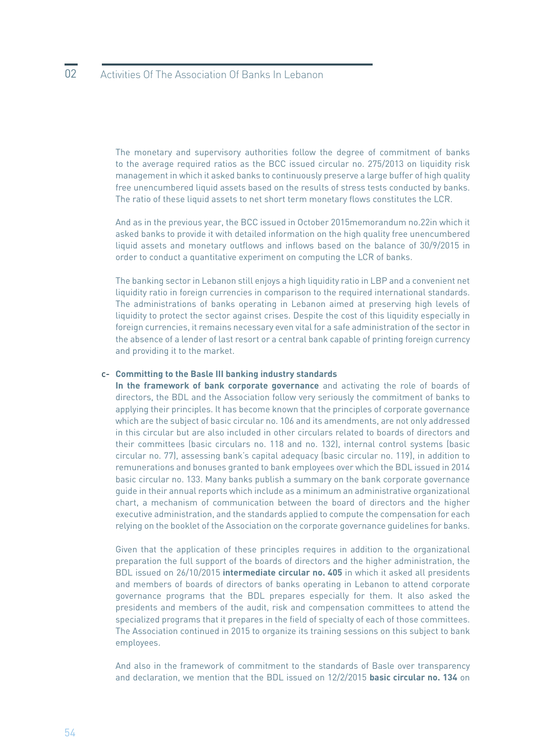The monetary and supervisory authorities follow the degree of commitment of banks to the average required ratios as the BCC issued circular no. 275/2013 on liquidity risk management in which it asked banks to continuously preserve a large buffer of high quality free unencumbered liquid assets based on the results of stress tests conducted by banks. The ratio of these liquid assets to net short term monetary flows constitutes the LCR.

And as in the previous year, the BCC issued in October 2015memorandum no.22in which it asked banks to provide it with detailed information on the high quality free unencumbered liquid assets and monetary outflows and inflows based on the balance of 30/9/2015 in order to conduct a quantitative experiment on computing the LCR of banks.

The banking sector in Lebanon still enjoys a high liquidity ratio in LBP and a convenient net liquidity ratio in foreign currencies in comparison to the required international standards. The administrations of banks operating in Lebanon aimed at preserving high levels of liquidity to protect the sector against crises. Despite the cost of this liquidity especially in foreign currencies, it remains necessary even vital for a safe administration of the sector in the absence of a lender of last resort or a central bank capable of printing foreign currency and providing it to the market.

**c- Committing to the Basle III banking industry standards**

**In the framework of bank corporate governance** and activating the role of boards of directors, the BDL and the Association follow very seriously the commitment of banks to applying their principles. It has become known that the principles of corporate governance which are the subject of basic circular no. 106 and its amendments, are not only addressed in this circular but are also included in other circulars related to boards of directors and their committees (basic circulars no. 118 and no. 132), internal control systems (basic circular no. 77), assessing bank's capital adequacy (basic circular no. 119), in addition to remunerations and bonuses granted to bank employees over which the BDL issued in 2014 basic circular no. 133. Many banks publish a summary on the bank corporate governance guide in their annual reports which include as a minimum an administrative organizational chart, a mechanism of communication between the board of directors and the higher executive administration, and the standards applied to compute the compensation for each relying on the booklet of the Association on the corporate governance guidelines for banks.

Given that the application of these principles requires in addition to the organizational preparation the full support of the boards of directors and the higher administration, the BDL issued on 26/10/2015 **intermediate circular no. 405** in which it asked all presidents and members of boards of directors of banks operating in Lebanon to attend corporate governance programs that the BDL prepares especially for them. It also asked the presidents and members of the audit, risk and compensation committees to attend the specialized programs that it prepares in the field of specialty of each of those committees. The Association continued in 2015 to organize its training sessions on this subject to bank employees.

And also in the framework of commitment to the standards of Basle over transparency and declaration, we mention that the BDL issued on 12/2/2015 **basic circular no. 134** on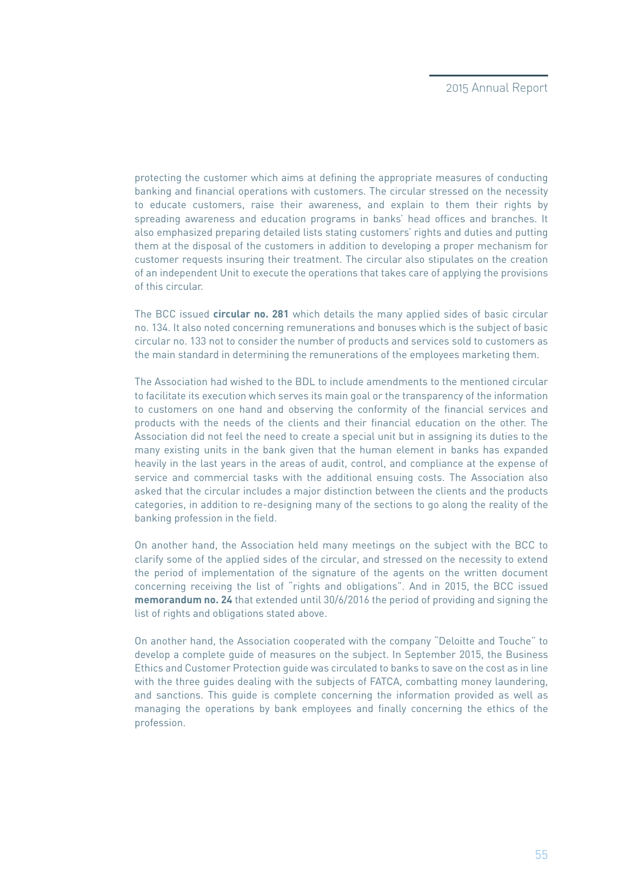protecting the customer which aims at defining the appropriate measures of conducting banking and financial operations with customers. The circular stressed on the necessity to educate customers, raise their awareness, and explain to them their rights by spreading awareness and education programs in banks' head offices and branches. It also emphasized preparing detailed lists stating customers' rights and duties and putting them at the disposal of the customers in addition to developing a proper mechanism for customer requests insuring their treatment. The circular also stipulates on the creation of an independent Unit to execute the operations that takes care of applying the provisions of this circular.

The BCC issued **circular no. 281** which details the many applied sides of basic circular no. 134. It also noted concerning remunerations and bonuses which is the subject of basic circular no. 133 not to consider the number of products and services sold to customers as the main standard in determining the remunerations of the employees marketing them.

The Association had wished to the BDL to include amendments to the mentioned circular to facilitate its execution which serves its main goal or the transparency of the information to customers on one hand and observing the conformity of the financial services and products with the needs of the clients and their financial education on the other. The Association did not feel the need to create a special unit but in assigning its duties to the many existing units in the bank given that the human element in banks has expanded heavily in the last years in the areas of audit, control, and compliance at the expense of service and commercial tasks with the additional ensuing costs. The Association also asked that the circular includes a major distinction between the clients and the products categories, in addition to re-designing many of the sections to go along the reality of the banking profession in the field.

On another hand, the Association held many meetings on the subject with the BCC to clarify some of the applied sides of the circular, and stressed on the necessity to extend the period of implementation of the signature of the agents on the written document concerning receiving the list of "rights and obligations". And in 2015, the BCC issued **memorandum no. 24** that extended until 30/6/2016 the period of providing and signing the list of rights and obligations stated above.

On another hand, the Association cooperated with the company "Deloitte and Touche" to develop a complete guide of measures on the subject. In September 2015, the Business Ethics and Customer Protection guide was circulated to banks to save on the cost as in line with the three guides dealing with the subjects of FATCA, combatting money laundering, and sanctions. This guide is complete concerning the information provided as well as managing the operations by bank employees and finally concerning the ethics of the profession.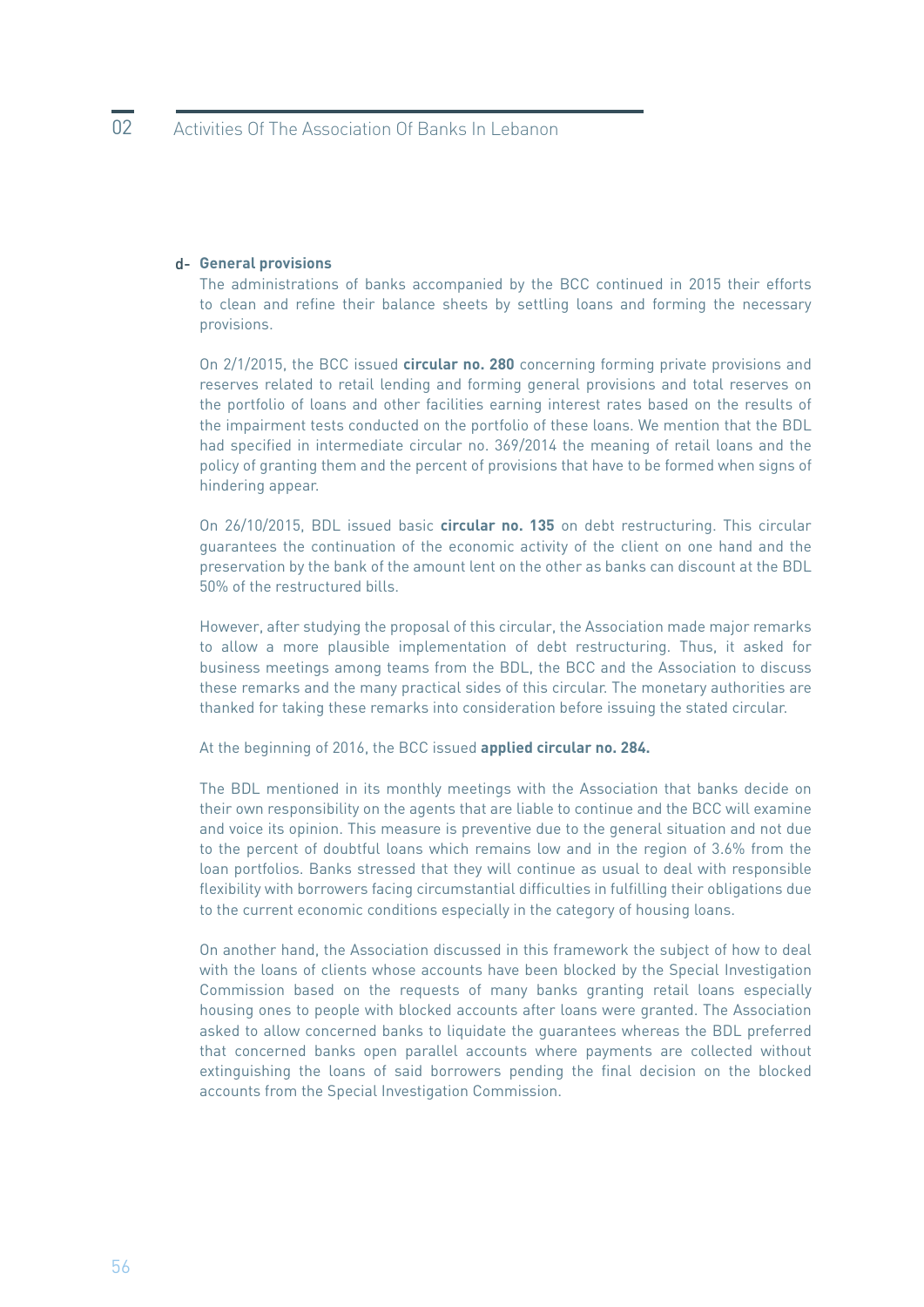**d- General provisions**

The administrations of banks accompanied by the BCC continued in 2015 their efforts to clean and refine their balance sheets by settling loans and forming the necessary provisions.

On 2/1/2015, the BCC issued **circular no. 280** concerning forming private provisions and reserves related to retail lending and forming general provisions and total reserves on the portfolio of loans and other facilities earning interest rates based on the results of the impairment tests conducted on the portfolio of these loans. We mention that the BDL had specified in intermediate circular no. 369/2014 the meaning of retail loans and the policy of granting them and the percent of provisions that have to be formed when signs of hindering appear.

On 26/10/2015, BDL issued basic **circular no. 135** on debt restructuring. This circular guarantees the continuation of the economic activity of the client on one hand and the preservation by the bank of the amount lent on the other as banks can discount at the BDL 50% of the restructured bills.

However, after studying the proposal of this circular, the Association made major remarks to allow a more plausible implementation of debt restructuring. Thus, it asked for business meetings among teams from the BDL, the BCC and the Association to discuss these remarks and the many practical sides of this circular. The monetary authorities are thanked for taking these remarks into consideration before issuing the stated circular.

At the beginning of 2016, the BCC issued **applied circular no. 284.**

The BDL mentioned in its monthly meetings with the Association that banks decide on their own responsibility on the agents that are liable to continue and the BCC will examine and voice its opinion. This measure is preventive due to the general situation and not due to the percent of doubtful loans which remains low and in the region of 3.6% from the loan portfolios. Banks stressed that they will continue as usual to deal with responsible flexibility with borrowers facing circumstantial difficulties in fulfilling their obligations due to the current economic conditions especially in the category of housing loans.

On another hand, the Association discussed in this framework the subject of how to deal with the loans of clients whose accounts have been blocked by the Special Investigation Commission based on the requests of many banks granting retail loans especially housing ones to people with blocked accounts after loans were granted. The Association asked to allow concerned banks to liquidate the guarantees whereas the BDL preferred that concerned banks open parallel accounts where payments are collected without extinguishing the loans of said borrowers pending the final decision on the blocked accounts from the Special Investigation Commission.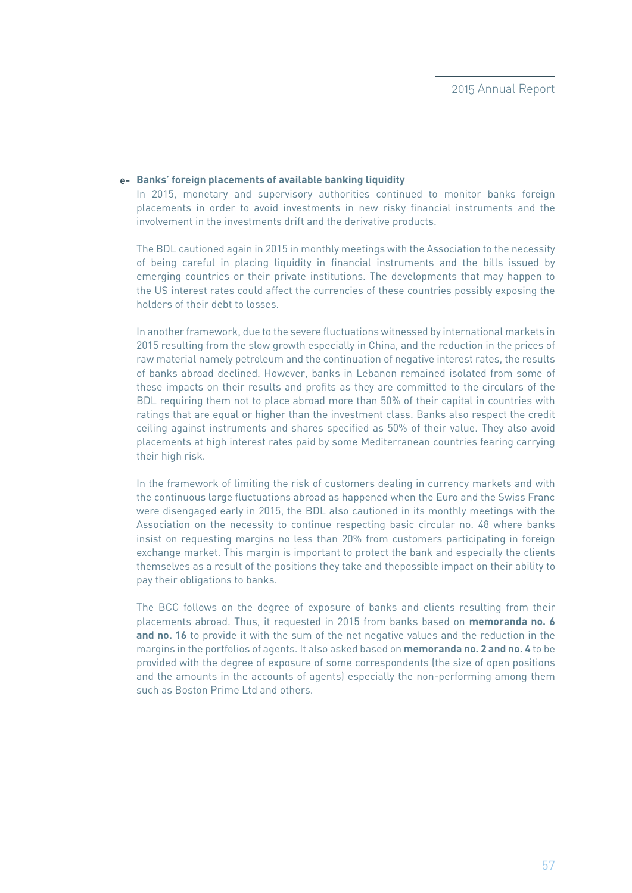### e- Banks' foreign placements of available banking liquidity

In 2015, monetary and supervisory authorities continued to monitor banks foreign placements in order to avoid investments in new risky financial instruments and the involvement in the investments drift and the derivative products.

The BDL cautioned again in 2015 in monthly meetings with the Association to the necessity of being careful in placing liquidity in financial instruments and the bills issued by emerging countries or their private institutions. The developments that may happen to the US interest rates could affect the currencies of these countries possibly exposing the holders of their debt to losses.

In another framework, due to the severe fluctuations witnessed by international markets in 2015 resulting from the slow growth especially in China, and the reduction in the prices of raw material namely petroleum and the continuation of negative interest rates, the results of banks abroad declined. However, banks in Lebanon remained isolated from some of these impacts on their results and profits as they are committed to the circulars of the BDL requiring them not to place abroad more than 50% of their capital in countries with ratings that are equal or higher than the investment class. Banks also respect the credit ceiling against instruments and shares specified as 50% of their value. They also avoid placements at high interest rates paid by some Mediterranean countries fearing carrying their high risk.

In the framework of limiting the risk of customers dealing in currency markets and with the continuous large fluctuations abroad as happened when the Euro and the Swiss Franc were disengaged early in 2015, the BDL also cautioned in its monthly meetings with the Association on the necessity to continue respecting basic circular no. 48 where banks insist on requesting margins no less than 20% from customers participating in foreign exchange market. This margin is important to protect the bank and especially the clients themselves as a result of the positions they take and thepossible impact on their ability to pay their obligations to banks.

The BCC follows on the degree of exposure of banks and clients resulting from their placements abroad. Thus, it requested in 2015 from banks based on **memoranda no. 6 and no. 16** to provide it with the sum of the net negative values and the reduction in the margins in the portfolios of agents. It also asked based on **memoranda no. 2 and no. 4** to be provided with the degree of exposure of some correspondents (the size of open positions and the amounts in the accounts of agents) especially the non-performing among them such as Boston Prime Ltd and others.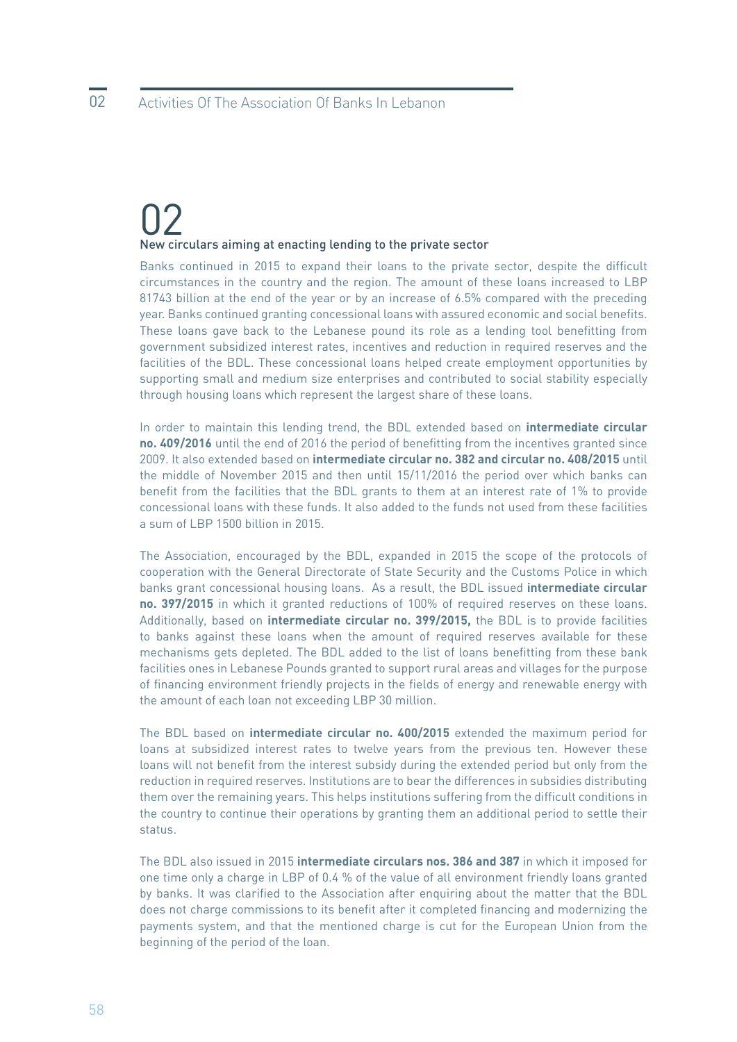# 02

## New circulars aiming at enacting lending to the private sector

Banks continued in 2015 to expand their loans to the private sector, despite the difficult circumstances in the country and the region. The amount of these loans increased to LBP 81743 billion at the end of the year or by an increase of 6.5% compared with the preceding year. Banks continued granting concessional loans with assured economic and social benefits. These loans gave back to the Lebanese pound its role as a lending tool benefitting from government subsidized interest rates, incentives and reduction in required reserves and the facilities of the BDL. These concessional loans helped create employment opportunities by supporting small and medium size enterprises and contributed to social stability especially through housing loans which represent the largest share of these loans.

In order to maintain this lending trend, the BDL extended based on **intermediate circular no. 409/2016** until the end of 2016 the period of benefitting from the incentives granted since 2009. It also extended based on **intermediate circular no. 382 and circular no. 408/2015** until the middle of November 2015 and then until 15/11/2016 the period over which banks can benefit from the facilities that the BDL grants to them at an interest rate of 1% to provide concessional loans with these funds. It also added to the funds not used from these facilities a sum of LBP 1500 billion in 2015.

The Association, encouraged by the BDL, expanded in 2015 the scope of the protocols of cooperation with the General Directorate of State Security and the Customs Police in which banks grant concessional housing loans. As a result, the BDL issued **intermediate circular no. 397/2015** in which it granted reductions of 100% of required reserves on these loans. Additionally, based on **intermediate circular no. 399/2015,** the BDL is to provide facilities to banks against these loans when the amount of required reserves available for these mechanisms gets depleted. The BDL added to the list of loans benefitting from these bank facilities ones in Lebanese Pounds granted to support rural areas and villages for the purpose of financing environment friendly projects in the fields of energy and renewable energy with the amount of each loan not exceeding LBP 30 million.

The BDL based on **intermediate circular no. 400/2015** extended the maximum period for loans at subsidized interest rates to twelve years from the previous ten. However these loans will not benefit from the interest subsidy during the extended period but only from the reduction in required reserves. Institutions are to bear the differences in subsidies distributing them over the remaining years. This helps institutions suffering from the difficult conditions in the country to continue their operations by granting them an additional period to settle their status.

The BDL also issued in 2015 **intermediate circulars nos. 386 and 387** in which it imposed for one time only a charge in LBP of 0.4 % of the value of all environment friendly loans granted by banks. It was clarified to the Association after enquiring about the matter that the BDL does not charge commissions to its benefit after it completed financing and modernizing the payments system, and that the mentioned charge is cut for the European Union from the beginning of the period of the loan.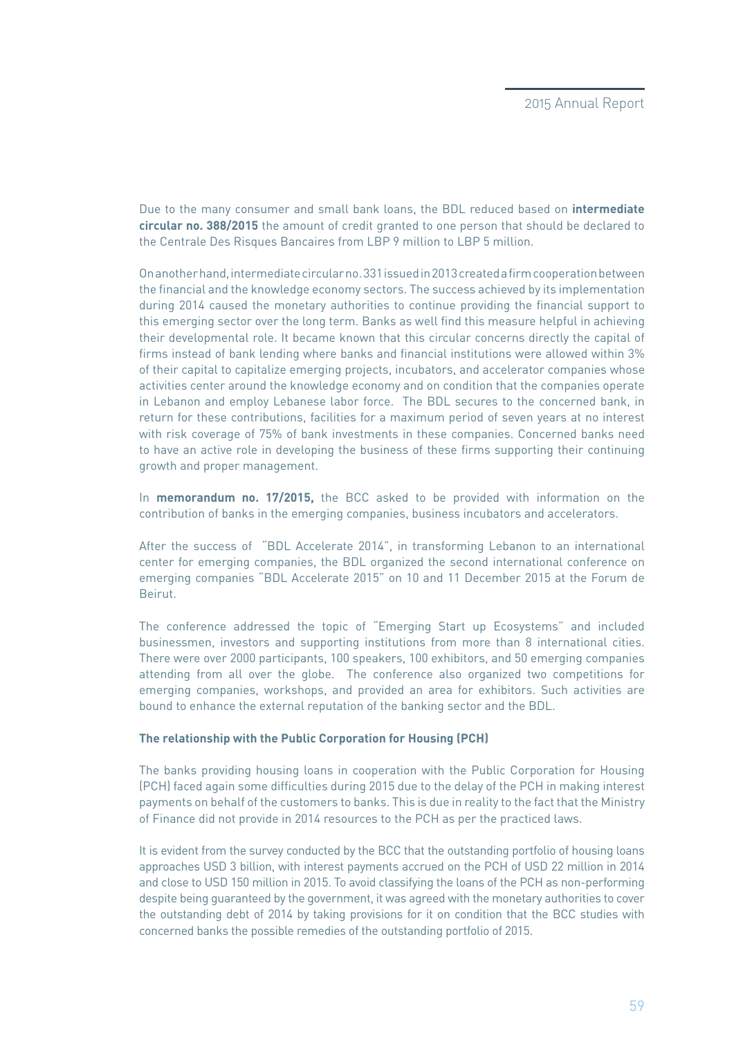Due to the many consumer and small bank loans, the BDL reduced based on **intermediate circular no. 388/2015** the amount of credit granted to one person that should be declared to the Centrale Des Risques Bancaires from LBP 9 million to LBP 5 million.

On another hand, intermediate circular no. 331 issued in 2013 created a firm cooperation between the financial and the knowledge economy sectors. The success achieved by its implementation during 2014 caused the monetary authorities to continue providing the financial support to this emerging sector over the long term. Banks as well find this measure helpful in achieving their developmental role. It became known that this circular concerns directly the capital of firms instead of bank lending where banks and financial institutions were allowed within 3% of their capital to capitalize emerging projects, incubators, and accelerator companies whose activities center around the knowledge economy and on condition that the companies operate in Lebanon and employ Lebanese labor force. The BDL secures to the concerned bank, in return for these contributions, facilities for a maximum period of seven years at no interest with risk coverage of 75% of bank investments in these companies. Concerned banks need to have an active role in developing the business of these firms supporting their continuing growth and proper management.

In **memorandum no. 17/2015,** the BCC asked to be provided with information on the contribution of banks in the emerging companies, business incubators and accelerators.

After the success of "BDL Accelerate 2014", in transforming Lebanon to an international center for emerging companies, the BDL organized the second international conference on emerging companies "BDL Accelerate 2015" on 10 and 11 December 2015 at the Forum de Beirut.

The conference addressed the topic of "Emerging Start up Ecosystems" and included businessmen, investors and supporting institutions from more than 8 international cities. There were over 2000 participants, 100 speakers, 100 exhibitors, and 50 emerging companies attending from all over the globe. The conference also organized two competitions for emerging companies, workshops, and provided an area for exhibitors. Such activities are bound to enhance the external reputation of the banking sector and the BDL.

### The relationship with the Public Corporation for Housing (PCH)

The banks providing housing loans in cooperation with the Public Corporation for Housing (PCH) faced again some difficulties during 2015 due to the delay of the PCH in making interest payments on behalf of the customers to banks. This is due in reality to the fact that the Ministry of Finance did not provide in 2014 resources to the PCH as per the practiced laws.

It is evident from the survey conducted by the BCC that the outstanding portfolio of housing loans approaches USD 3 billion, with interest payments accrued on the PCH of USD 22 million in 2014 and close to USD 150 million in 2015. To avoid classifying the loans of the PCH as non-performing despite being guaranteed by the government, it was agreed with the monetary authorities to cover the outstanding debt of 2014 by taking provisions for it on condition that the BCC studies with concerned banks the possible remedies of the outstanding portfolio of 2015.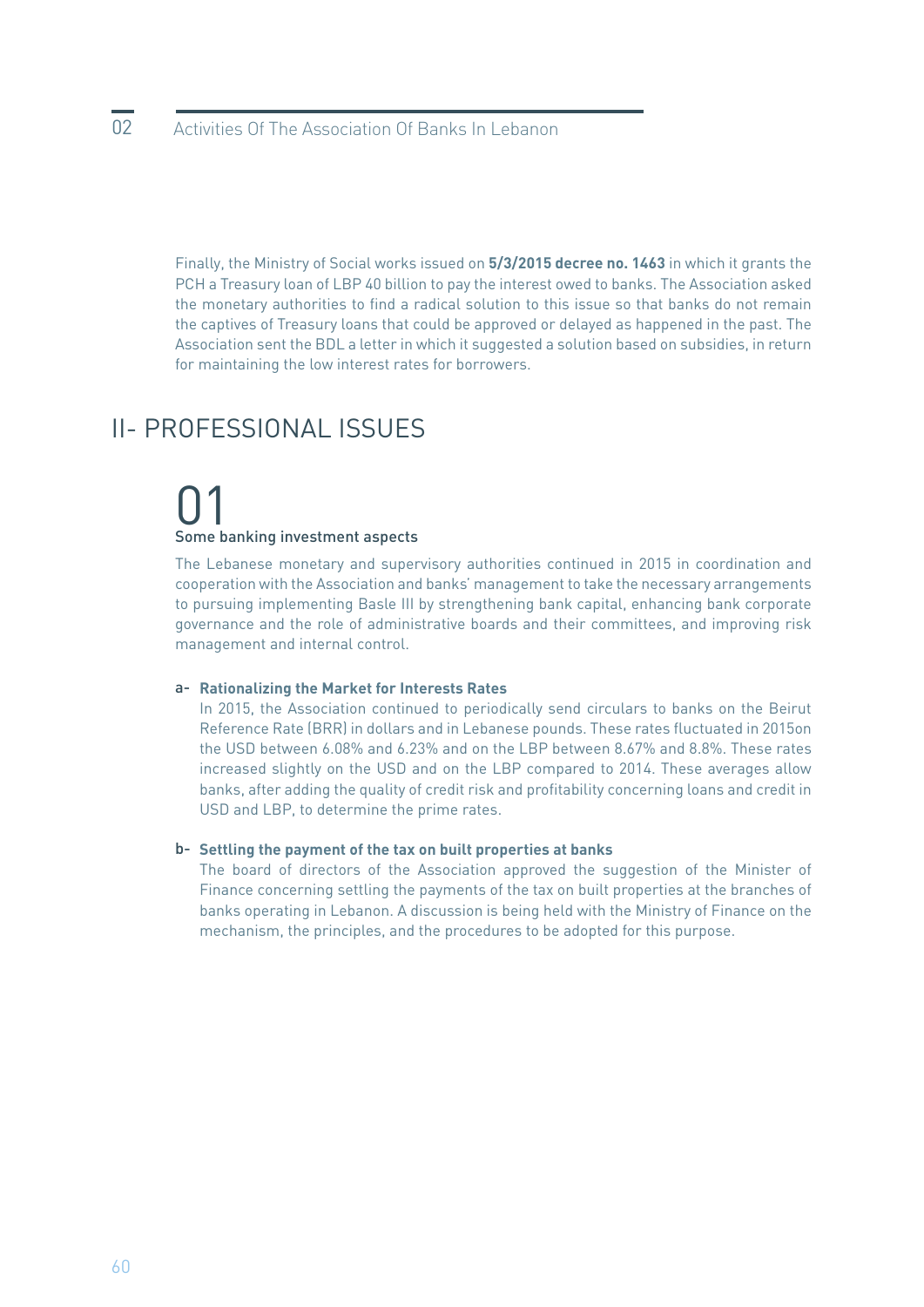Finally, the Ministry of Social works issued on **5/3/2015 decree no. 1463** in which it grants the PCH a Treasury loan of LBP 40 billion to pay the interest owed to banks. The Association asked the monetary authorities to find a radical solution to this issue so that banks do not remain the captives of Treasury loans that could be approved or delayed as happened in the past. The Association sent the BDL a letter in which it suggested a solution based on subsidies, in return for maintaining the low interest rates for borrowers.

# II- PROFESSIONAL ISSUES

## 01
### Some banking investment aspects

The Lebanese monetary and supervisory authorities continued in 2015 in coordination and cooperation with the Association and banks' management to take the necessary arrangements to pursuing implementing Basle III by strengthening bank capital, enhancing bank corporate governance and the role of administrative boards and their committees, and improving risk management and internal control.

**a- Rationalizing the Market for Interests Rates**

In 2015, the Association continued to periodically send circulars to banks on the Beirut Reference Rate (BRR) in dollars and in Lebanese pounds. These rates fluctuated in 2015on the USD between 6.08% and 6.23% and on the LBP between 8.67% and 8.8%. These rates increased slightly on the USD and on the LBP compared to 2014. These averages allow banks, after adding the quality of credit risk and profitability concerning loans and credit in USD and LBP, to determine the prime rates.

**b- Settling the payment of the tax on built properties at banks**

The board of directors of the Association approved the suggestion of the Minister of Finance concerning settling the payments of the tax on built properties at the branches of banks operating in Lebanon. A discussion is being held with the Ministry of Finance on the mechanism, the principles, and the procedures to be adopted for this purpose.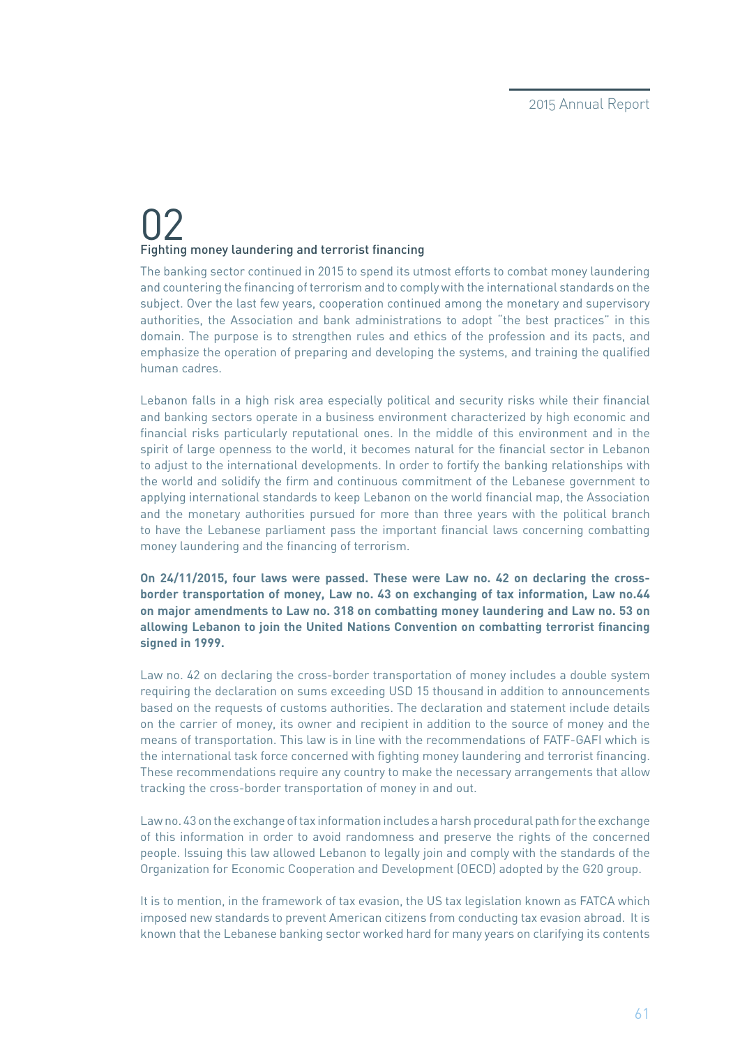# 02

## Fighting money laundering and terrorist financing

The banking sector continued in 2015 to spend its utmost efforts to combat money laundering and countering the financing of terrorism and to comply with the international standards on the subject. Over the last few years, cooperation continued among the monetary and supervisory authorities, the Association and bank administrations to adopt "the best practices" in this domain. The purpose is to strengthen rules and ethics of the profession and its pacts, and emphasize the operation of preparing and developing the systems, and training the qualified human cadres.

Lebanon falls in a high risk area especially political and security risks while their financial and banking sectors operate in a business environment characterized by high economic and financial risks particularly reputational ones. In the middle of this environment and in the spirit of large openness to the world, it becomes natural for the financial sector in Lebanon to adjust to the international developments. In order to fortify the banking relationships with the world and solidify the firm and continuous commitment of the Lebanese government to applying international standards to keep Lebanon on the world financial map, the Association and the monetary authorities pursued for more than three years with the political branch to have the Lebanese parliament pass the important financial laws concerning combatting money laundering and the financing of terrorism.

**On 24/11/2015, four laws were passed. These were Law no. 42 on declaring the cross-border transportation of money, Law no. 43 on exchanging of tax information, Law no.44 on major amendments to Law no. 318 on combatting money laundering and Law no. 53 on allowing Lebanon to join the United Nations Convention on combatting terrorist financing signed in 1999.**

Law no. 42 on declaring the cross-border transportation of money includes a double system requiring the declaration on sums exceeding USD 15 thousand in addition to announcements based on the requests of customs authorities. The declaration and statement include details on the carrier of money, its owner and recipient in addition to the source of money and the means of transportation. This law is in line with the recommendations of FATF-GAFI which is the international task force concerned with fighting money laundering and terrorist financing. These recommendations require any country to make the necessary arrangements that allow tracking the cross-border transportation of money in and out.

Law no. 43 on the exchange of tax information includes a harsh procedural path for the exchange of this information in order to avoid randomness and preserve the rights of the concerned people. Issuing this law allowed Lebanon to legally join and comply with the standards of the Organization for Economic Cooperation and Development (OECD) adopted by the G20 group.

It is to mention, in the framework of tax evasion, the US tax legislation known as FATCA which imposed new standards to prevent American citizens from conducting tax evasion abroad. It is known that the Lebanese banking sector worked hard for many years on clarifying its contents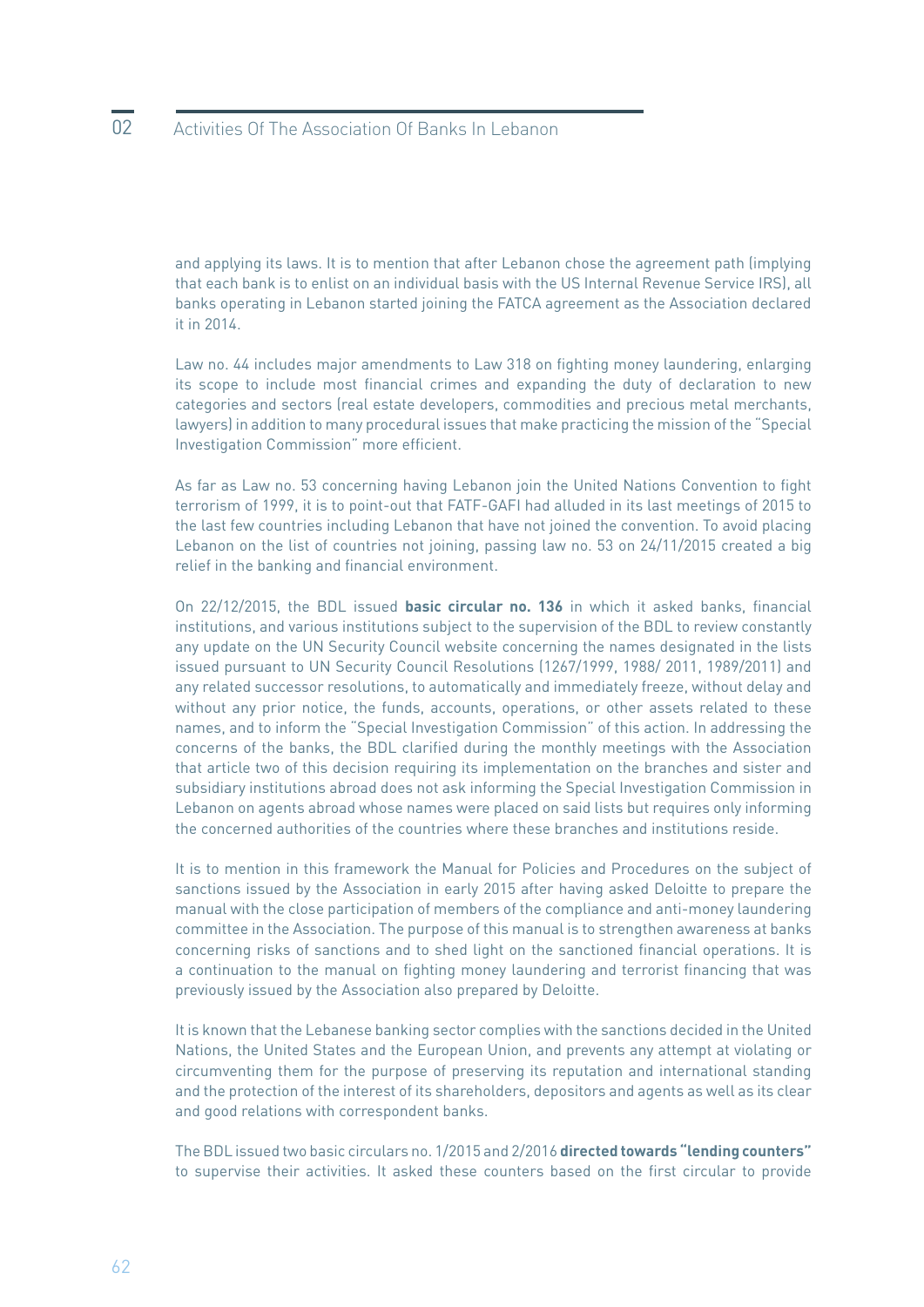and applying its laws. It is to mention that after Lebanon chose the agreement path (implying that each bank is to enlist on an individual basis with the US Internal Revenue Service IRS), all banks operating in Lebanon started joining the FATCA agreement as the Association declared it in 2014.

Law no. 44 includes major amendments to Law 318 on fighting money laundering, enlarging its scope to include most financial crimes and expanding the duty of declaration to new categories and sectors (real estate developers, commodities and precious metal merchants, lawyers) in addition to many procedural issues that make practicing the mission of the "Special Investigation Commission" more efficient.

As far as Law no. 53 concerning having Lebanon join the United Nations Convention to fight terrorism of 1999, it is to point-out that FATF-GAFI had alluded in its last meetings of 2015 to the last few countries including Lebanon that have not joined the convention. To avoid placing Lebanon on the list of countries not joining, passing law no. 53 on 24/11/2015 created a big relief in the banking and financial environment.

On 22/12/2015, the BDL issued **basic circular no. 136** in which it asked banks, financial institutions, and various institutions subject to the supervision of the BDL to review constantly any update on the UN Security Council website concerning the names designated in the lists issued pursuant to UN Security Council Resolutions (1267/1999, 1988/ 2011, 1989/2011) and any related successor resolutions, to automatically and immediately freeze, without delay and without any prior notice, the funds, accounts, operations, or other assets related to these names, and to inform the "Special Investigation Commission" of this action. In addressing the concerns of the banks, the BDL clarified during the monthly meetings with the Association that article two of this decision requiring its implementation on the branches and sister and subsidiary institutions abroad does not ask informing the Special Investigation Commission in Lebanon on agents abroad whose names were placed on said lists but requires only informing the concerned authorities of the countries where these branches and institutions reside.

It is to mention in this framework the Manual for Policies and Procedures on the subject of sanctions issued by the Association in early 2015 after having asked Deloitte to prepare the manual with the close participation of members of the compliance and anti-money laundering committee in the Association. The purpose of this manual is to strengthen awareness at banks concerning risks of sanctions and to shed light on the sanctioned financial operations. It is a continuation to the manual on fighting money laundering and terrorist financing that was previously issued by the Association also prepared by Deloitte.

It is known that the Lebanese banking sector complies with the sanctions decided in the United Nations, the United States and the European Union, and prevents any attempt at violating or circumventing them for the purpose of preserving its reputation and international standing and the protection of the interest of its shareholders, depositors and agents as well as its clear and good relations with correspondent banks.

The BDL issued two basic circulars no. 1/2015 and 2/2016 **directed towards "lending counters"** to supervise their activities. It asked these counters based on the first circular to provide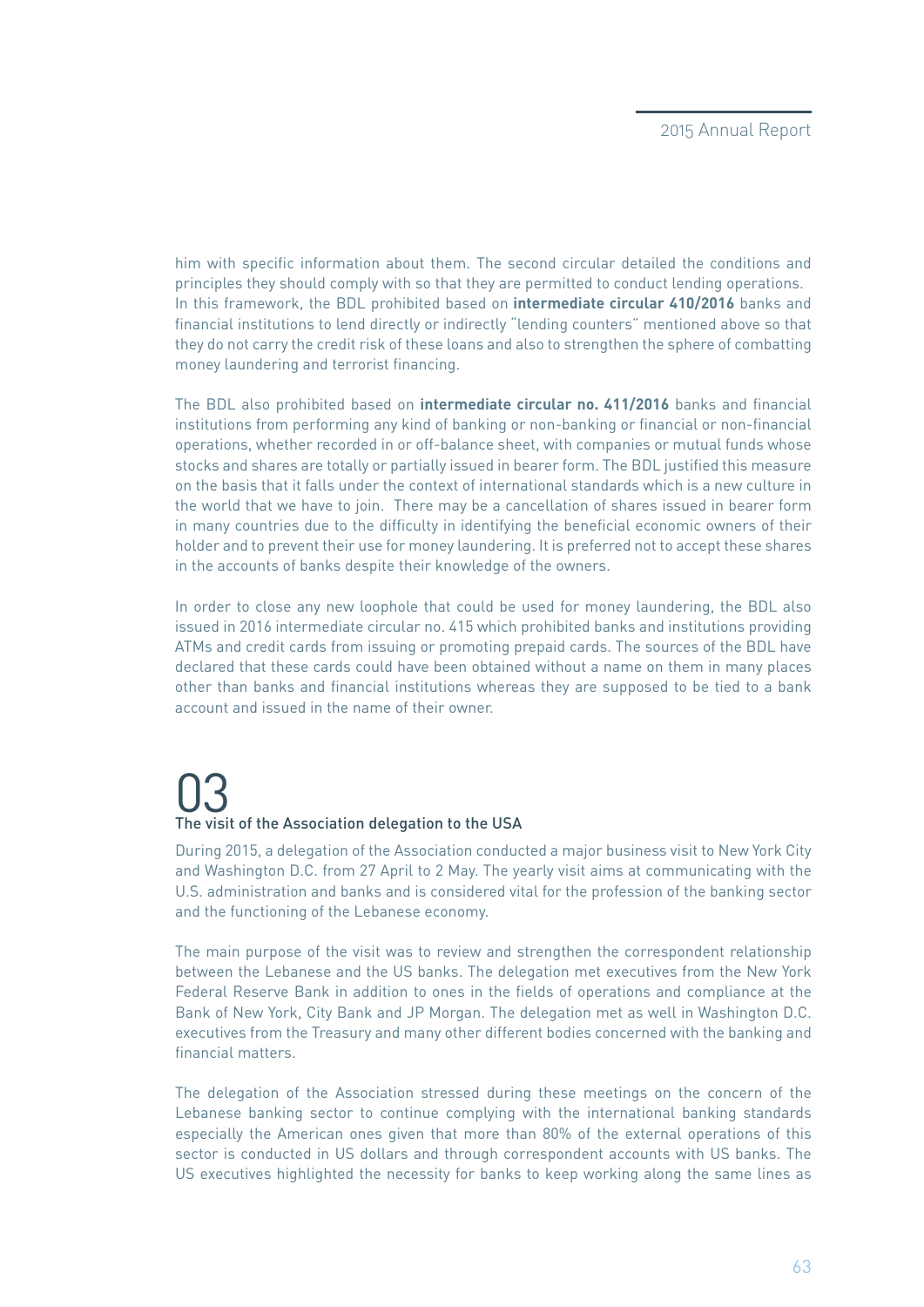him with specific information about them. The second circular detailed the conditions and principles they should comply with so that they are permitted to conduct lending operations. In this framework, the BDL prohibited based on **intermediate circular 410/2016** banks and financial institutions to lend directly or indirectly "lending counters" mentioned above so that they do not carry the credit risk of these loans and also to strengthen the sphere of combatting money laundering and terrorist financing.

The BDL also prohibited based on **intermediate circular no. 411/2016** banks and financial institutions from performing any kind of banking or non-banking or financial or non-financial operations, whether recorded in or off-balance sheet, with companies or mutual funds whose stocks and shares are totally or partially issued in bearer form. The BDL justified this measure on the basis that it falls under the context of international standards which is a new culture in the world that we have to join. There may be a cancellation of shares issued in bearer form in many countries due to the difficulty in identifying the beneficial economic owners of their holder and to prevent their use for money laundering. It is preferred not to accept these shares in the accounts of banks despite their knowledge of the owners.

In order to close any new loophole that could be used for money laundering, the BDL also issued in 2016 intermediate circular no. 415 which prohibited banks and institutions providing ATMs and credit cards from issuing or promoting prepaid cards. The sources of the BDL have declared that these cards could have been obtained without a name on them in many places other than banks and financial institutions whereas they are supposed to be tied to a bank account and issued in the name of their owner.

## 03
### The visit of the Association delegation to the USA

During 2015, a delegation of the Association conducted a major business visit to New York City and Washington D.C. from 27 April to 2 May. The yearly visit aims at communicating with the U.S. administration and banks and is considered vital for the profession of the banking sector and the functioning of the Lebanese economy.

The main purpose of the visit was to review and strengthen the correspondent relationship between the Lebanese and the US banks. The delegation met executives from the New York Federal Reserve Bank in addition to ones in the fields of operations and compliance at the Bank of New York, City Bank and JP Morgan. The delegation met as well in Washington D.C. executives from the Treasury and many other different bodies concerned with the banking and financial matters.

The delegation of the Association stressed during these meetings on the concern of the Lebanese banking sector to continue complying with the international banking standards especially the American ones given that more than 80% of the external operations of this sector is conducted in US dollars and through correspondent accounts with US banks. The US executives highlighted the necessity for banks to keep working along the same lines as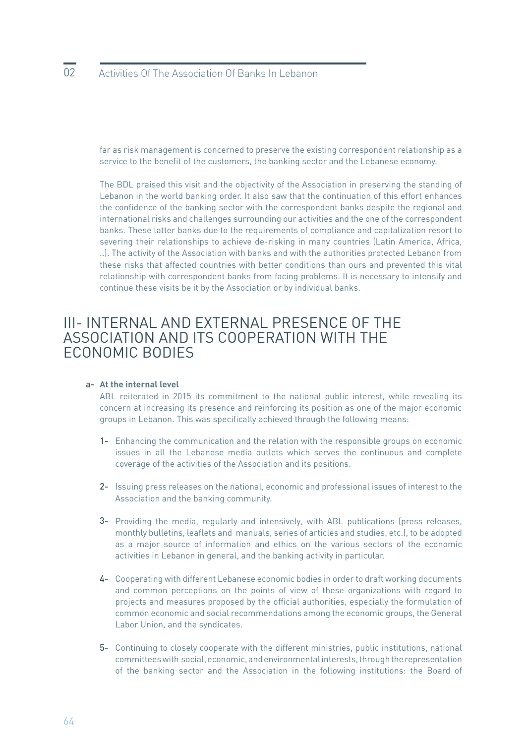far as risk management is concerned to preserve the existing correspondent relationship as a service to the benefit of the customers, the banking sector and the Lebanese economy.

The BDL praised this visit and the objectivity of the Association in preserving the standing of Lebanon in the world banking order. It also saw that the continuation of this effort enhances the confidence of the banking sector with the correspondent banks despite the regional and international risks and challenges surrounding our activities and the one of the correspondent banks. These latter banks due to the requirements of compliance and capitalization resort to severing their relationships to achieve de-risking in many countries (Latin America, Africa, ..). The activity of the Association with banks and with the authorities protected Lebanon from these risks that affected countries with better conditions than ours and prevented this vital relationship with correspondent banks from facing problems. It is necessary to intensify and continue these visits be it by the Association or by individual banks.

# III- INTERNAL AND EXTERNAL PRESENCE OF THE ASSOCIATION AND ITS COOPERATION WITH THE ECONOMIC BODIES

a- **At the internal level**

ABL reiterated in 2015 its commitment to the national public interest, while revealing its concern at increasing its presence and reinforcing its position as one of the major economic groups in Lebanon. This was specifically achieved through the following means:

1- Enhancing the communication and the relation with the responsible groups on economic issues in all the Lebanese media outlets which serves the continuous and complete coverage of the activities of the Association and its positions.

2- Issuing press releases on the national, economic and professional issues of interest to the Association and the banking community.

3- Providing the media, regularly and intensively, with ABL publications (press releases, monthly bulletins, leaflets and manuals, series of articles and studies, etc.), to be adopted as a major source of information and ethics on the various sectors of the economic activities in Lebanon in general, and the banking activity in particular.

4- Cooperating with different Lebanese economic bodies in order to draft working documents and common perceptions on the points of view of these organizations with regard to projects and measures proposed by the official authorities, especially the formulation of common economic and social recommendations among the economic groups, the General Labor Union, and the syndicates.

5- Continuing to closely cooperate with the different ministries, public institutions, national committees with social, economic, and environmental interests, through the representation of the banking sector and the Association in the following institutions: the Board of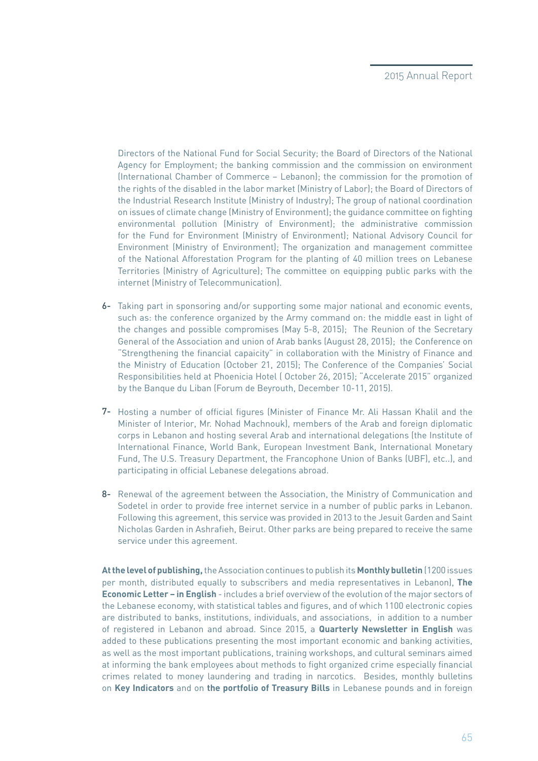Directors of the National Fund for Social Security; the Board of Directors of the National Agency for Employment; the banking commission and the commission on environment (International Chamber of Commerce – Lebanon); the commission for the promotion of the rights of the disabled in the labor market (Ministry of Labor); the Board of Directors of the Industrial Research Institute (Ministry of Industry); The group of national coordination on issues of climate change (Ministry of Environment); the guidance committee on fighting environmental pollution (Ministry of Environment); the administrative commission for the Fund for Environment (Ministry of Environment); National Advisory Council for Environment (Ministry of Environment); The organization and management committee of the National Afforestation Program for the planting of 40 million trees on Lebanese Territories (Ministry of Agriculture); The committee on equipping public parks with the internet (Ministry of Telecommunication).

6- Taking part in sponsoring and/or supporting some major national and economic events, such as: the conference organized by the Army command on: the middle east in light of the changes and possible compromises (May 5-8, 2015); The Reunion of the Secretary General of the Association and union of Arab banks (August 28, 2015); the Conference on "Strengthening the financial capacity" in collaboration with the Ministry of Finance and the Ministry of Education (October 21, 2015); The Conference of the Companies' Social Responsibilities held at Phoenicia Hotel ( October 26, 2015); "Accelerate 2015" organized by the Banque du Liban (Forum de Beyrouth, December 10-11, 2015).

7- Hosting a number of official figures (Minister of Finance Mr. Ali Hassan Khalil and the Minister of Interior, Mr. Nohad Machnouk), members of the Arab and foreign diplomatic corps in Lebanon and hosting several Arab and international delegations (the Institute of International Finance, World Bank, European Investment Bank, International Monetary Fund, The U.S. Treasury Department, the Francophone Union of Banks (UBF), etc..), and participating in official Lebanese delegations abroad.

8- Renewal of the agreement between the Association, the Ministry of Communication and Sodetel in order to provide free internet service in a number of public parks in Lebanon. Following this agreement, this service was provided in 2013 to the Jesuit Garden and Saint Nicholas Garden in Ashrafieh, Beirut. Other parks are being prepared to receive the same service under this agreement.

**At the level of publishing,** the Association continues to publish its **Monthly bulletin** (1200 issues per month, distributed equally to subscribers and media representatives in Lebanon), **The Economic Letter – in English** - includes a brief overview of the evolution of the major sectors of the Lebanese economy, with statistical tables and figures, and of which 1100 electronic copies are distributed to banks, institutions, individuals, and associations, in addition to a number of registered in Lebanon and abroad. Since 2015, a **Quarterly Newsletter in English** was added to these publications presenting the most important economic and banking activities, as well as the most important publications, training workshops, and cultural seminars aimed at informing the bank employees about methods to fight organized crime especially financial crimes related to money laundering and trading in narcotics. Besides, monthly bulletins on **Key Indicators** and on **the portfolio of Treasury Bills** in Lebanese pounds and in foreign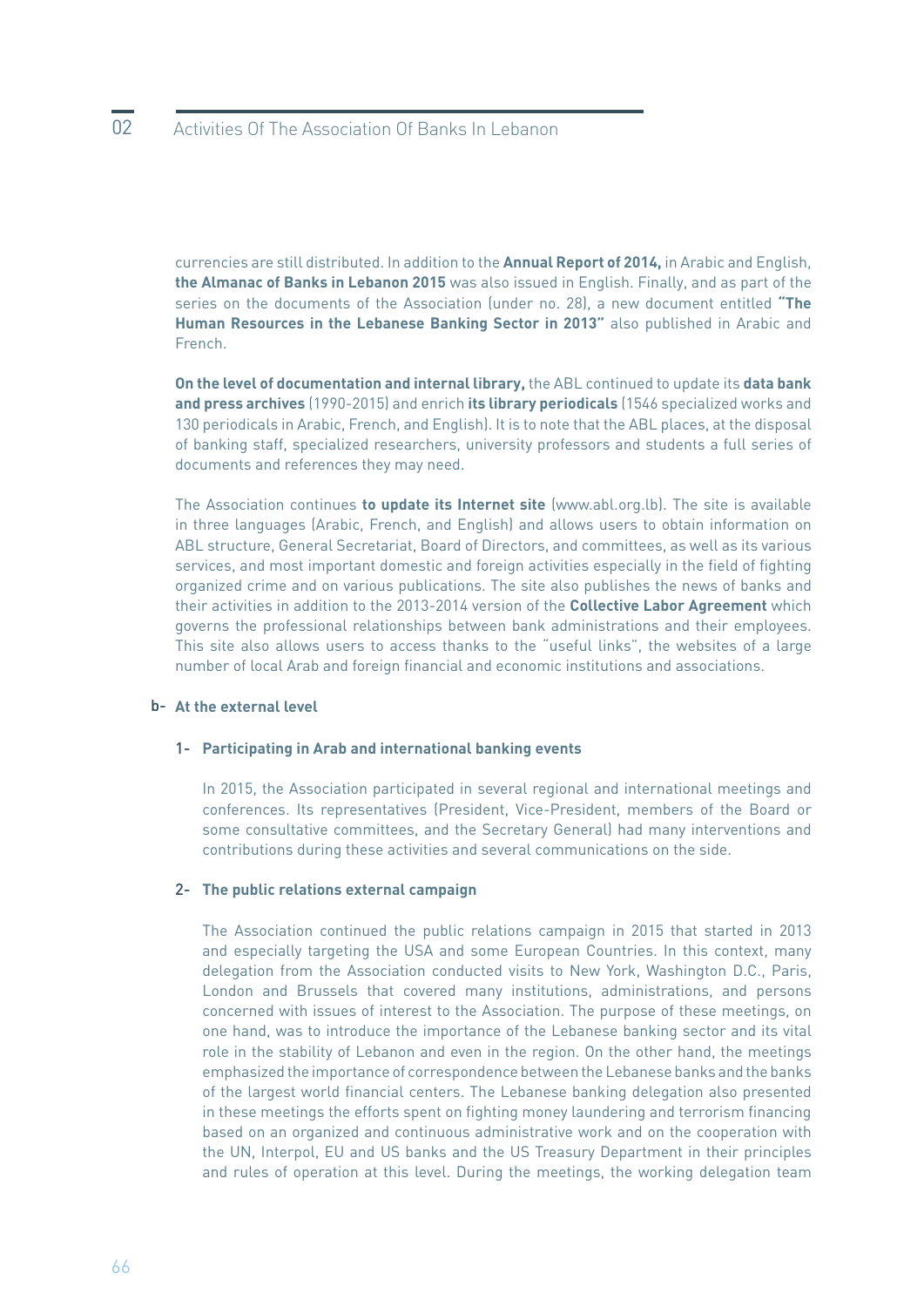currencies are still distributed. In addition to the **Annual Report of 2014,** in Arabic and English, **the Almanac of Banks in Lebanon 2015** was also issued in English. Finally, and as part of the series on the documents of the Association (under no. 28), a new document entitled **"The Human Resources in the Lebanese Banking Sector in 2013"** also published in Arabic and French.

**On the level of documentation and internal library,** the ABL continued to update its **data bank and press archives** (1990-2015) and enrich **its library periodicals** (1546 specialized works and 130 periodicals in Arabic, French, and English). It is to note that the ABL places, at the disposal of banking staff, specialized researchers, university professors and students a full series of documents and references they may need.

The Association continues **to update its Internet site** (www.abl.org.lb). The site is available in three languages (Arabic, French, and English) and allows users to obtain information on ABL structure, General Secretariat, Board of Directors, and committees, as well as its various services, and most important domestic and foreign activities especially in the field of fighting organized crime and on various publications. The site also publishes the news of banks and their activities in addition to the 2013-2014 version of the **Collective Labor Agreement** which governs the professional relationships between bank administrations and their employees. This site also allows users to access thanks to the "useful links", the websites of a large number of local Arab and foreign financial and economic institutions and associations.

### b- At the external level

#### 1- Participating in Arab and international banking events

In 2015, the Association participated in several regional and international meetings and conferences. Its representatives (President, Vice-President, members of the Board or some consultative committees, and the Secretary General) had many interventions and contributions during these activities and several communications on the side.

#### 2- The public relations external campaign

The Association continued the public relations campaign in 2015 that started in 2013 and especially targeting the USA and some European Countries. In this context, many delegation from the Association conducted visits to New York, Washington D.C., Paris, London and Brussels that covered many institutions, administrations, and persons concerned with issues of interest to the Association. The purpose of these meetings, on one hand, was to introduce the importance of the Lebanese banking sector and its vital role in the stability of Lebanon and even in the region. On the other hand, the meetings emphasized the importance of correspondence between the Lebanese banks and the banks of the largest world financial centers. The Lebanese banking delegation also presented in these meetings the efforts spent on fighting money laundering and terrorism financing based on an organized and continuous administrative work and on the cooperation with the UN, Interpol, EU and US banks and the US Treasury Department in their principles and rules of operation at this level. During the meetings, the working delegation team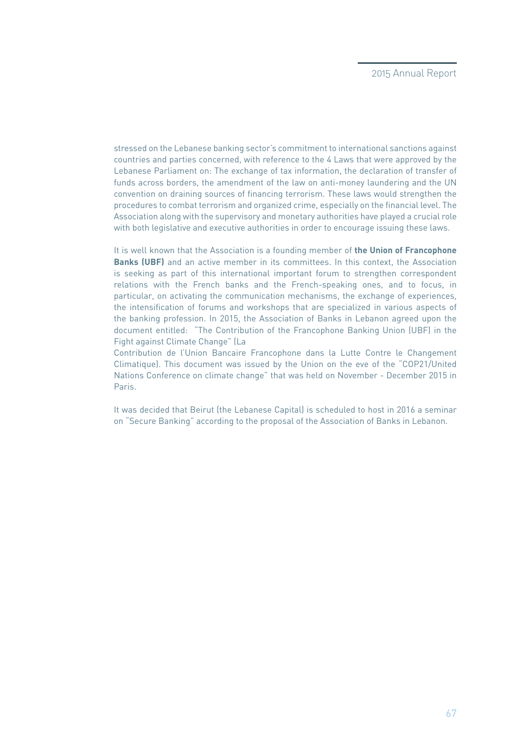stressed on the Lebanese banking sector's commitment to international sanctions against countries and parties concerned, with reference to the 4 Laws that were approved by the Lebanese Parliament on: The exchange of tax information, the declaration of transfer of funds across borders, the amendment of the law on anti-money laundering and the UN convention on draining sources of financing terrorism. These laws would strengthen the procedures to combat terrorism and organized crime, especially on the financial level. The Association along with the supervisory and monetary authorities have played a crucial role with both legislative and executive authorities in order to encourage issuing these laws.

It is well known that the Association is a founding member of **the Union of Francophone Banks (UBF)** and an active member in its committees. In this context, the Association is seeking as part of this international important forum to strengthen correspondent relations with the French banks and the French-speaking ones, and to focus, in particular, on activating the communication mechanisms, the exchange of experiences, the intensification of forums and workshops that are specialized in various aspects of the banking profession. In 2015, the Association of Banks in Lebanon agreed upon the document entitled: "The Contribution of the Francophone Banking Union (UBF) in the Fight against Climate Change" (La Contribution de l'Union Bancaire Francophone dans la Lutte Contre le Changement Climatique). This document was issued by the Union on the eve of the "COP21/United Nations Conference on climate change" that was held on November - December 2015 in Paris.

It was decided that Beirut (the Lebanese Capital) is scheduled to host in 2016 a seminar on "Secure Banking" according to the proposal of the Association of Banks in Lebanon.